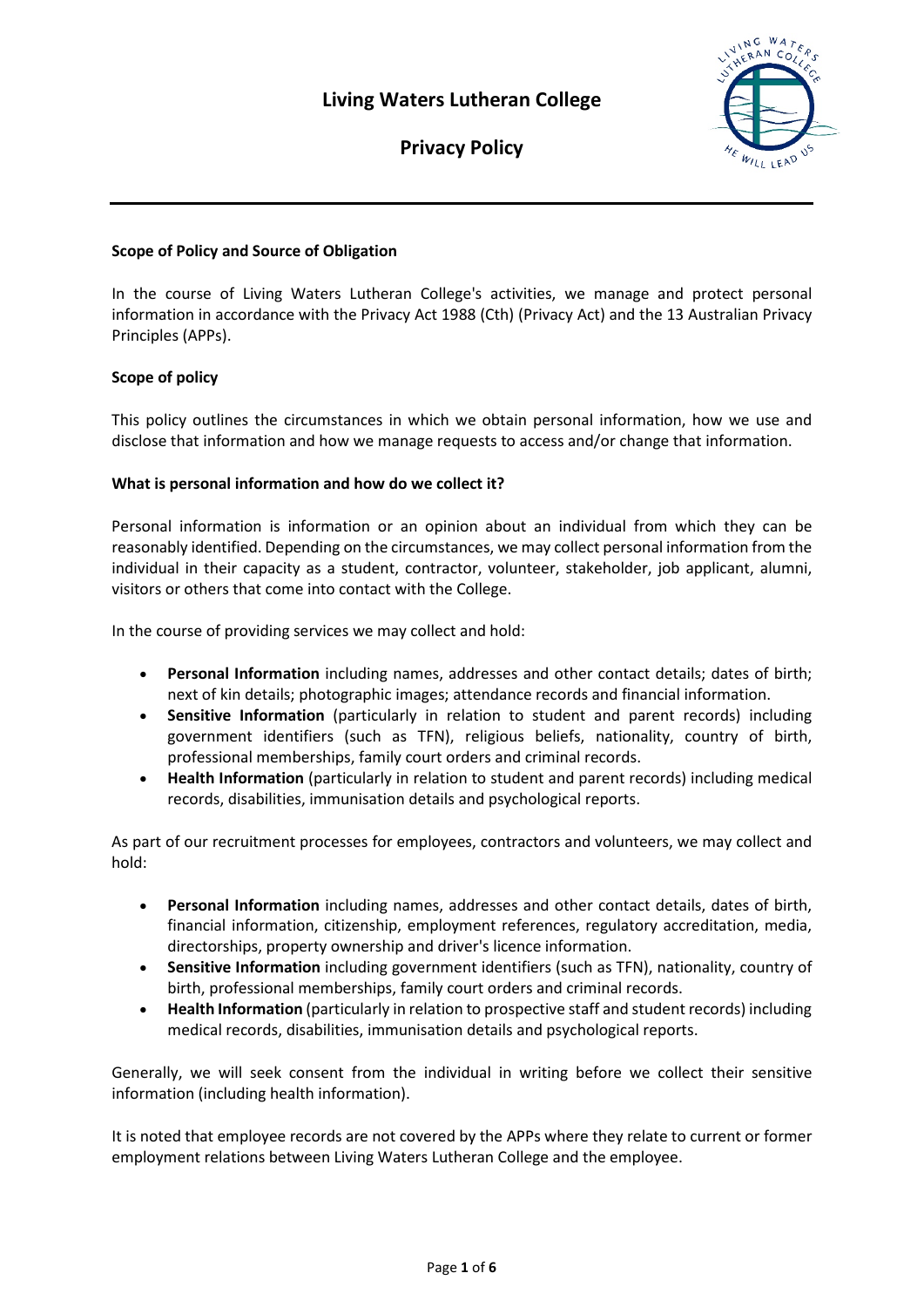# Living Waters Lutheran College

## Privacy Policy

**Scope of Policy and Source of Obligation**

In the course of Living Waters Lutheran College's activities, we manage and protect personal information in accordance with the Privacy Act 1988 (Cth) (Privacy Act) and the 13 Australian Privacy Principles (APPs).

**Scope of policy**

This policy outlines the circumstances in which we obtain personal information, how we use and disclose that information and how we manage requests to access and/or change that information.

**What is personal information and how do we collect it?**

Personal information is information or an opinion about an individual from which they can be reasonably identified. Depending on the circumstances, we may collect personal information from the individual in their capacity as a student, contractor, volunteer, stakeholder, job applicant, alumni, visitors or others that come into contact with the College.

In the course of providing services we may collect and hold:

- **Personal Information** including names, addresses and other contact details; dates of birth; next of kin details; photographic images; attendance records and financial information.
- **Sensitive Information** (particularly in relation to student and parent records) including government identifiers (such as TFN), religious beliefs, nationality, country of birth, professional memberships, family court orders and criminal records.
- **Health Information** (particularly in relation to student and parent records) including medical records, disabilities, immunisation details and psychological reports.

As part of our recruitment processes for employees, contractors and volunteers, we may collect and hold:

- **Personal Information** including names, addresses and other contact details, dates of birth, financial information, citizenship, employment references, regulatory accreditation, media, directorships, property ownership and driver's licence information.
- **Sensitive Information** including government identifiers (such as TFN), nationality, country of birth, professional memberships, family court orders and criminal records.
- **Health Information** (particularly in relation to prospective staff and student records) including medical records, disabilities, immunisation details and psychological reports.

Generally, we will seek consent from the individual in writing before we collect their sensitive information (including health information).

It is noted that employee records are not covered by the APPs where they relate to current or former employment relations between Living Waters Lutheran College and the employee.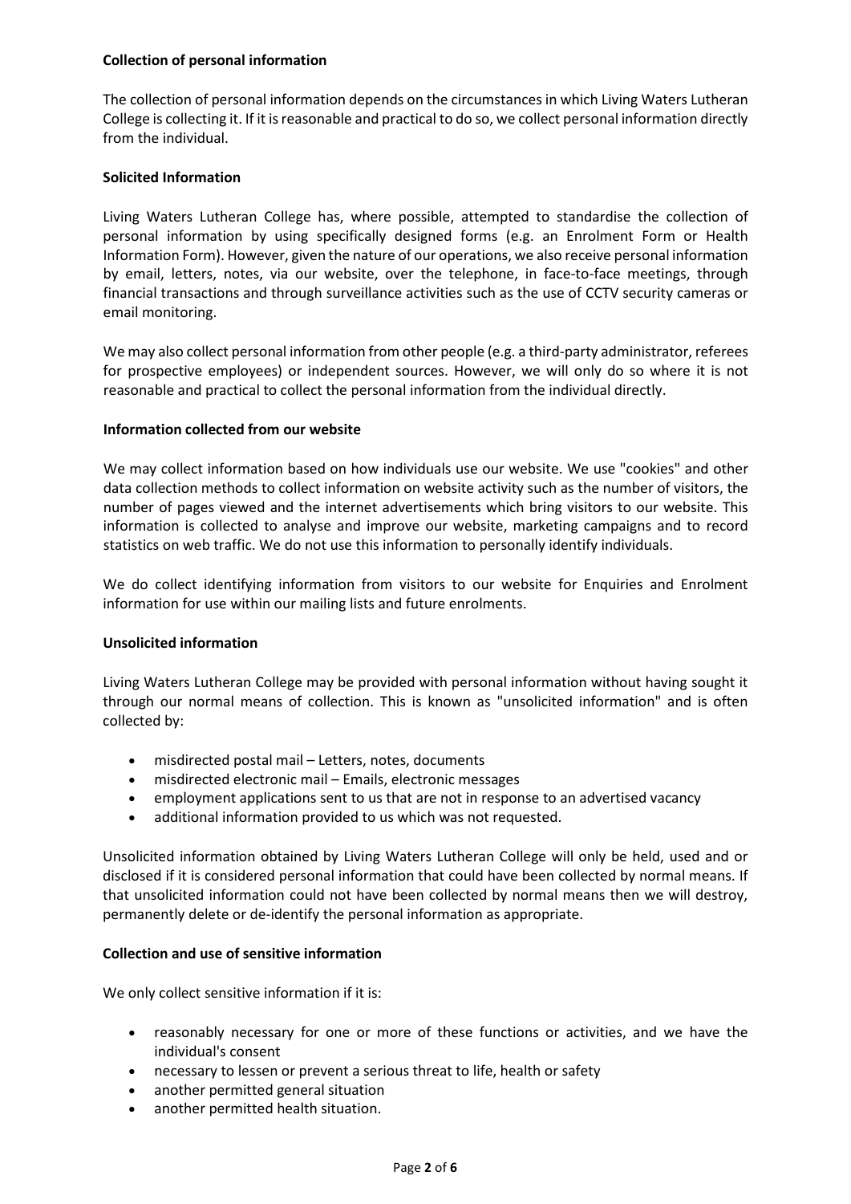**Collection of personal information**

The collection of personal information depends on the circumstances in which Living Waters Lutheran College is collecting it. If it is reasonable and practical to do so, we collect personal information directly from the individual.

**Solicited Information**

Living Waters Lutheran College has, where possible, attempted to standardise the collection of personal information by using specifically designed forms (e.g. an Enrolment Form or Health Information Form). However, given the nature of our operations, we also receive personal information by email, letters, notes, via our website, over the telephone, in face-to-face meetings, through financial transactions and through surveillance activities such as the use of CCTV security cameras or email monitoring.

We may also collect personal information from other people (e.g. a third-party administrator, referees for prospective employees) or independent sources. However, we will only do so where it is not reasonable and practical to collect the personal information from the individual directly.

**Information collected from our website**

We may collect information based on how individuals use our website. We use "cookies" and other data collection methods to collect information on website activity such as the number of visitors, the number of pages viewed and the internet advertisements which bring visitors to our website. This information is collected to analyse and improve our website, marketing campaigns and to record statistics on web traffic. We do not use this information to personally identify individuals.

We do collect identifying information from visitors to our website for Enquiries and Enrolment information for use within our mailing lists and future enrolments.

**Unsolicited information**

Living Waters Lutheran College may be provided with personal information without having sought it through our normal means of collection. This is known as "unsolicited information" and is often collected by:

- misdirected postal mail – Letters, notes, documents
- misdirected electronic mail – Emails, electronic messages
- employment applications sent to us that are not in response to an advertised vacancy
- additional information provided to us which was not requested.

Unsolicited information obtained by Living Waters Lutheran College will only be held, used and or disclosed if it is considered personal information that could have been collected by normal means. If that unsolicited information could not have been collected by normal means then we will destroy, permanently delete or de-identify the personal information as appropriate.

**Collection and use of sensitive information**

We only collect sensitive information if it is:

- reasonably necessary for one or more of these functions or activities, and we have the individual's consent
- necessary to lessen or prevent a serious threat to life, health or safety
- another permitted general situation
- another permitted health situation.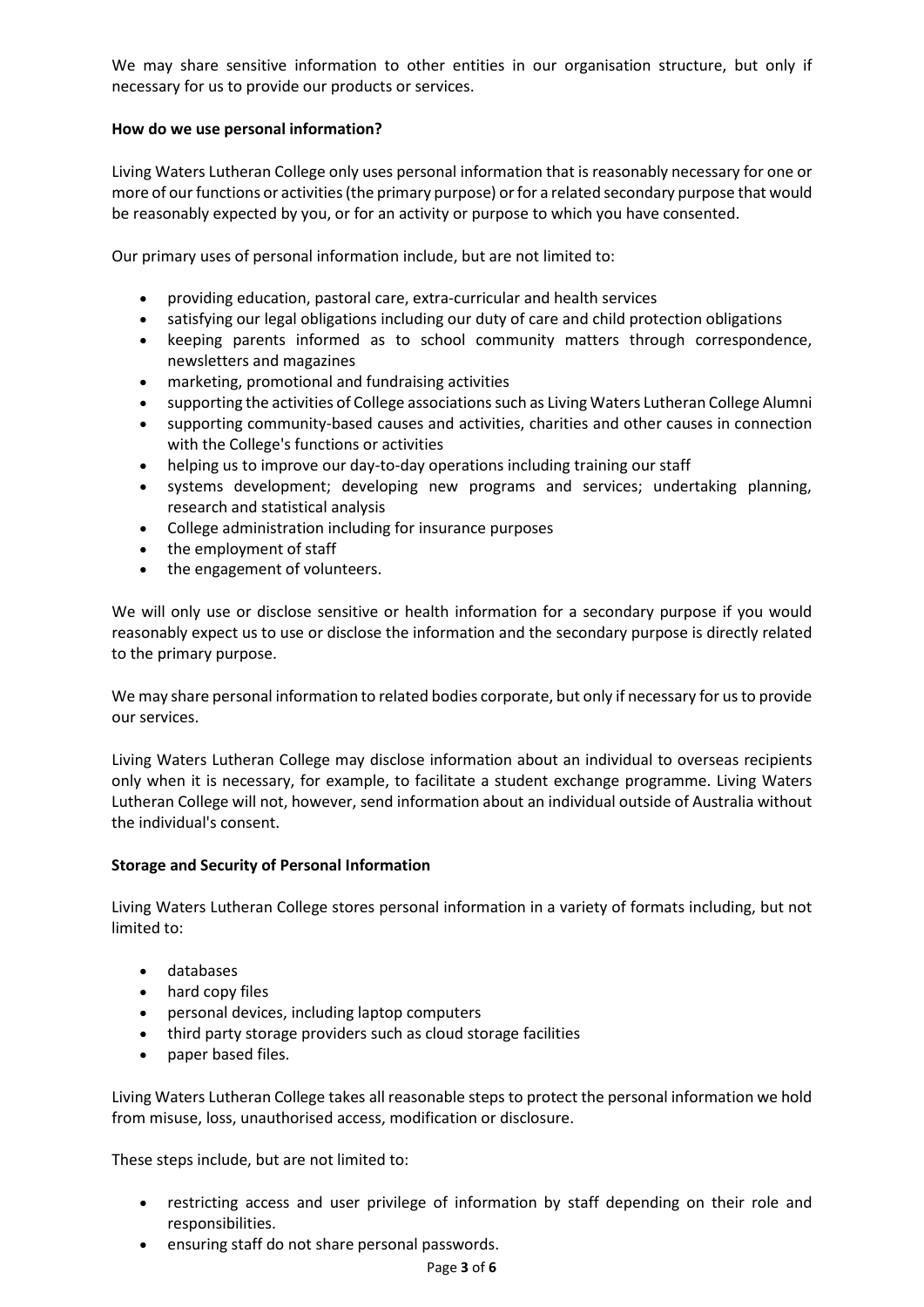We may share sensitive information to other entities in our organisation structure, but only if necessary for us to provide our products or services.

**How do we use personal information?**

Living Waters Lutheran College only uses personal information that is reasonably necessary for one or more of our functions or activities (the primary purpose) or for a related secondary purpose that would be reasonably expected by you, or for an activity or purpose to which you have consented.

Our primary uses of personal information include, but are not limited to:

- providing education, pastoral care, extra-curricular and health services
- satisfying our legal obligations including our duty of care and child protection obligations
- keeping parents informed as to school community matters through correspondence, newsletters and magazines
- marketing, promotional and fundraising activities
- supporting the activities of College associations such as Living Waters Lutheran College Alumni
- supporting community-based causes and activities, charities and other causes in connection with the College's functions or activities
- helping us to improve our day-to-day operations including training our staff
- systems development; developing new programs and services; undertaking planning, research and statistical analysis
- College administration including for insurance purposes
- the employment of staff
- the engagement of volunteers.

We will only use or disclose sensitive or health information for a secondary purpose if you would reasonably expect us to use or disclose the information and the secondary purpose is directly related to the primary purpose.

We may share personal information to related bodies corporate, but only if necessary for us to provide our services.

Living Waters Lutheran College may disclose information about an individual to overseas recipients only when it is necessary, for example, to facilitate a student exchange programme. Living Waters Lutheran College will not, however, send information about an individual outside of Australia without the individual's consent.

**Storage and Security of Personal Information**

Living Waters Lutheran College stores personal information in a variety of formats including, but not limited to:

- databases
- hard copy files
- personal devices, including laptop computers
- third party storage providers such as cloud storage facilities
- paper based files.

Living Waters Lutheran College takes all reasonable steps to protect the personal information we hold from misuse, loss, unauthorised access, modification or disclosure.

These steps include, but are not limited to:

- restricting access and user privilege of information by staff depending on their role and responsibilities.
- ensuring staff do not share personal passwords.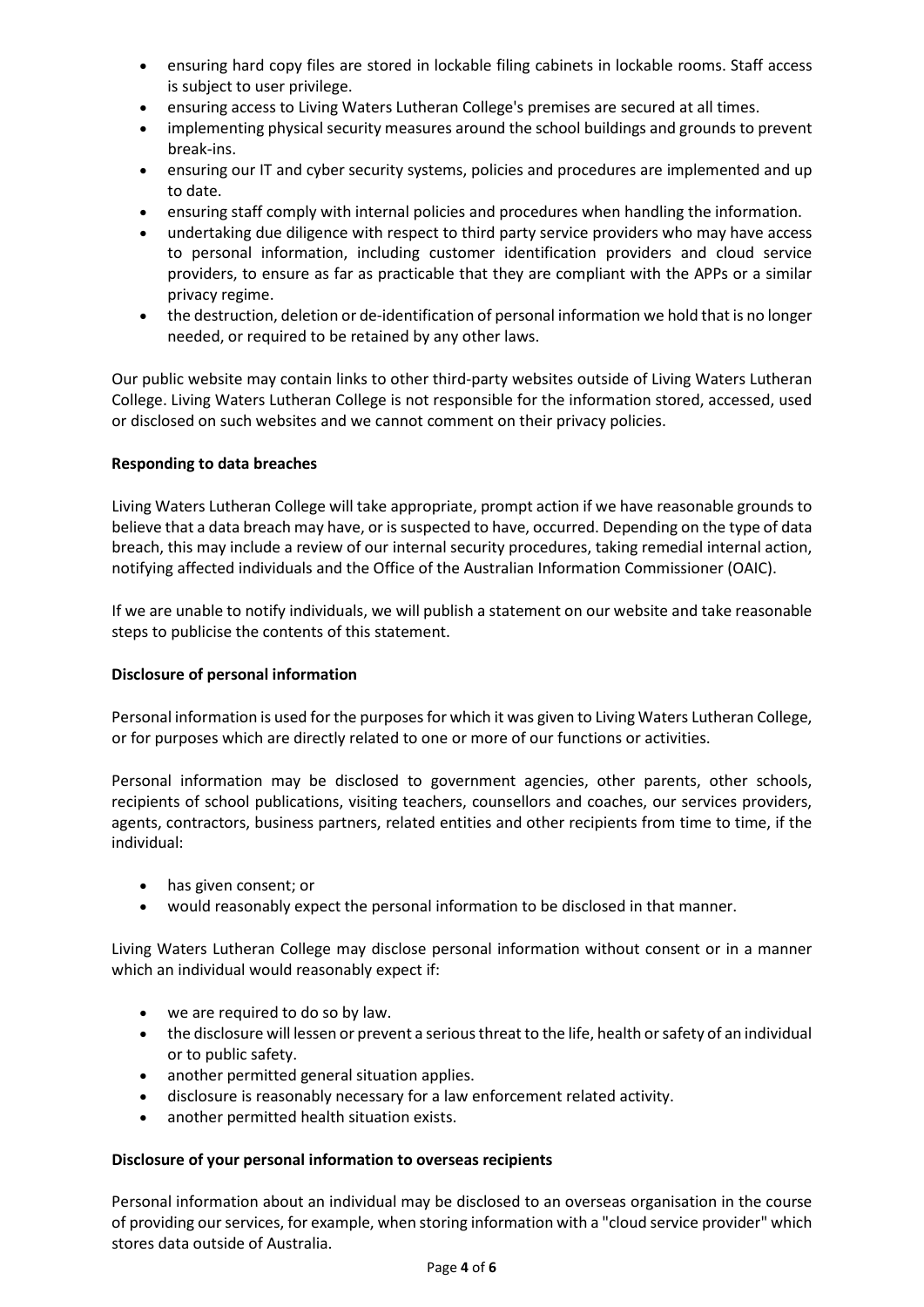- ensuring hard copy files are stored in lockable filing cabinets in lockable rooms. Staff access is subject to user privilege.
- ensuring access to Living Waters Lutheran College's premises are secured at all times.
- implementing physical security measures around the school buildings and grounds to prevent break-ins.
- ensuring our IT and cyber security systems, policies and procedures are implemented and up to date.
- ensuring staff comply with internal policies and procedures when handling the information.
- undertaking due diligence with respect to third party service providers who may have access to personal information, including customer identification providers and cloud service providers, to ensure as far as practicable that they are compliant with the APPs or a similar privacy regime.
- the destruction, deletion or de-identification of personal information we hold that is no longer needed, or required to be retained by any other laws.

Our public website may contain links to other third-party websites outside of Living Waters Lutheran College. Living Waters Lutheran College is not responsible for the information stored, accessed, used or disclosed on such websites and we cannot comment on their privacy policies.

**Responding to data breaches**

Living Waters Lutheran College will take appropriate, prompt action if we have reasonable grounds to believe that a data breach may have, or is suspected to have, occurred. Depending on the type of data breach, this may include a review of our internal security procedures, taking remedial internal action, notifying affected individuals and the Office of the Australian Information Commissioner (OAIC).

If we are unable to notify individuals, we will publish a statement on our website and take reasonable steps to publicise the contents of this statement.

**Disclosure of personal information**

Personal information is used for the purposes for which it was given to Living Waters Lutheran College, or for purposes which are directly related to one or more of our functions or activities.

Personal information may be disclosed to government agencies, other parents, other schools, recipients of school publications, visiting teachers, counsellors and coaches, our services providers, agents, contractors, business partners, related entities and other recipients from time to time, if the individual:

- has given consent; or
- would reasonably expect the personal information to be disclosed in that manner.

Living Waters Lutheran College may disclose personal information without consent or in a manner which an individual would reasonably expect if:

- we are required to do so by law.
- the disclosure will lessen or prevent a serious threat to the life, health or safety of an individual or to public safety.
- another permitted general situation applies.
- disclosure is reasonably necessary for a law enforcement related activity.
- another permitted health situation exists.

**Disclosure of your personal information to overseas recipients**

Personal information about an individual may be disclosed to an overseas organisation in the course of providing our services, for example, when storing information with a "cloud service provider" which stores data outside of Australia.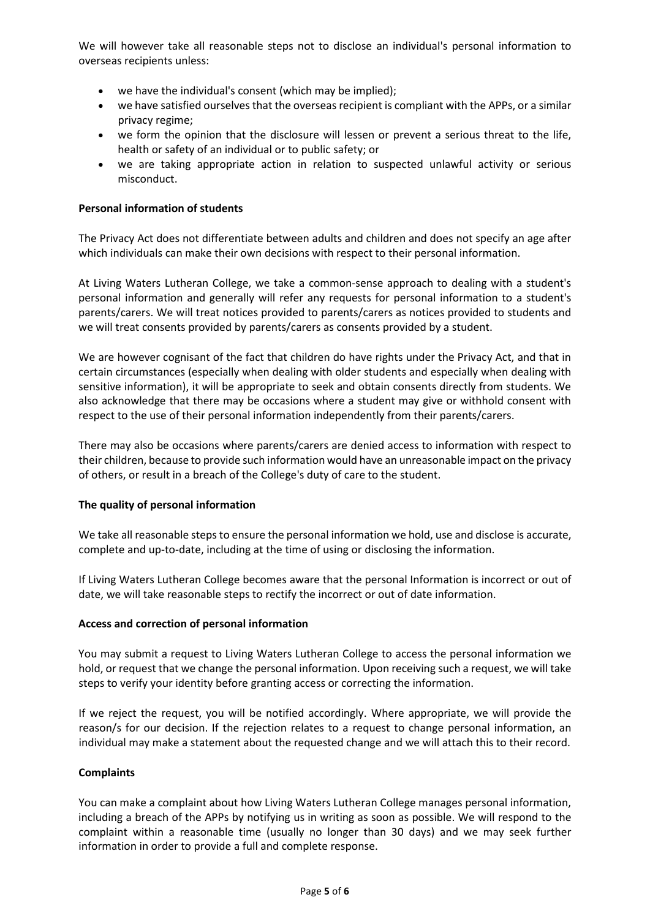We will however take all reasonable steps not to disclose an individual's personal information to overseas recipients unless:

- we have the individual's consent (which may be implied);
- we have satisfied ourselves that the overseas recipient is compliant with the APPs, or a similar privacy regime;
- we form the opinion that the disclosure will lessen or prevent a serious threat to the life, health or safety of an individual or to public safety; or
- we are taking appropriate action in relation to suspected unlawful activity or serious misconduct.

**Personal information of students**

The Privacy Act does not differentiate between adults and children and does not specify an age after which individuals can make their own decisions with respect to their personal information.

At Living Waters Lutheran College, we take a common-sense approach to dealing with a student's personal information and generally will refer any requests for personal information to a student's parents/carers. We will treat notices provided to parents/carers as notices provided to students and we will treat consents provided by parents/carers as consents provided by a student.

We are however cognisant of the fact that children do have rights under the Privacy Act, and that in certain circumstances (especially when dealing with older students and especially when dealing with sensitive information), it will be appropriate to seek and obtain consents directly from students. We also acknowledge that there may be occasions where a student may give or withhold consent with respect to the use of their personal information independently from their parents/carers.

There may also be occasions where parents/carers are denied access to information with respect to their children, because to provide such information would have an unreasonable impact on the privacy of others, or result in a breach of the College's duty of care to the student.

**The quality of personal information**

We take all reasonable steps to ensure the personal information we hold, use and disclose is accurate, complete and up-to-date, including at the time of using or disclosing the information.

If Living Waters Lutheran College becomes aware that the personal Information is incorrect or out of date, we will take reasonable steps to rectify the incorrect or out of date information.

**Access and correction of personal information**

You may submit a request to Living Waters Lutheran College to access the personal information we hold, or request that we change the personal information. Upon receiving such a request, we will take steps to verify your identity before granting access or correcting the information.

If we reject the request, you will be notified accordingly. Where appropriate, we will provide the reason/s for our decision. If the rejection relates to a request to change personal information, an individual may make a statement about the requested change and we will attach this to their record.

**Complaints**

You can make a complaint about how Living Waters Lutheran College manages personal information, including a breach of the APPs by notifying us in writing as soon as possible. We will respond to the complaint within a reasonable time (usually no longer than 30 days) and we may seek further information in order to provide a full and complete response.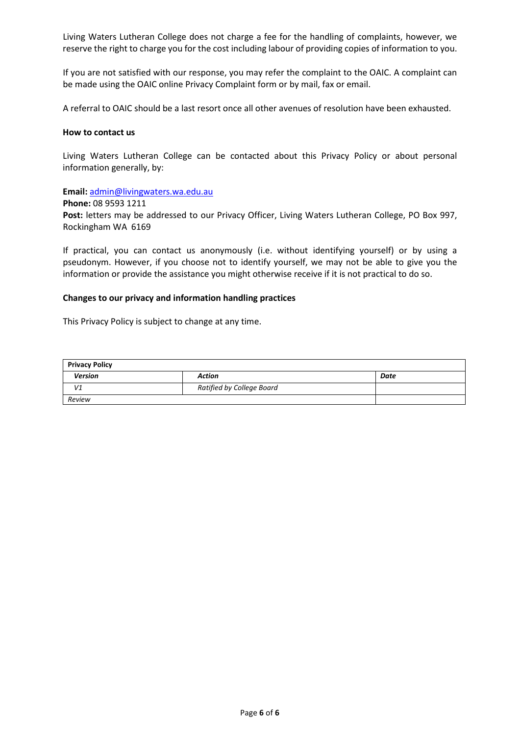Living Waters Lutheran College does not charge a fee for the handling of complaints, however, we reserve the right to charge you for the cost including labour of providing copies of information to you.

If you are not satisfied with our response, you may refer the complaint to the OAIC. A complaint can be made using the OAIC online Privacy Complaint form or by mail, fax or email.

A referral to OAIC should be a last resort once all other avenues of resolution have been exhausted.

**How to contact us**

Living Waters Lutheran College can be contacted about this Privacy Policy or about personal information generally, by:

**Email:** admin@livingwaters.wa.edu.au
**Phone:** 08 9593 1211
**Post:** letters may be addressed to our Privacy Officer, Living Waters Lutheran College, PO Box 997, Rockingham WA 6169

If practical, you can contact us anonymously (i.e. without identifying yourself) or by using a pseudonym. However, if you choose not to identify yourself, we may not be able to give you the information or provide the assistance you might otherwise receive if it is not practical to do so.

**Changes to our privacy and information handling practices**

This Privacy Policy is subject to change at any time.

| **Privacy Policy** | | |
|---|---|---|
| ***Version*** | ***Action*** | ***Date*** |
| *V1* | *Ratified by College Board* | |
| *Review* | | |